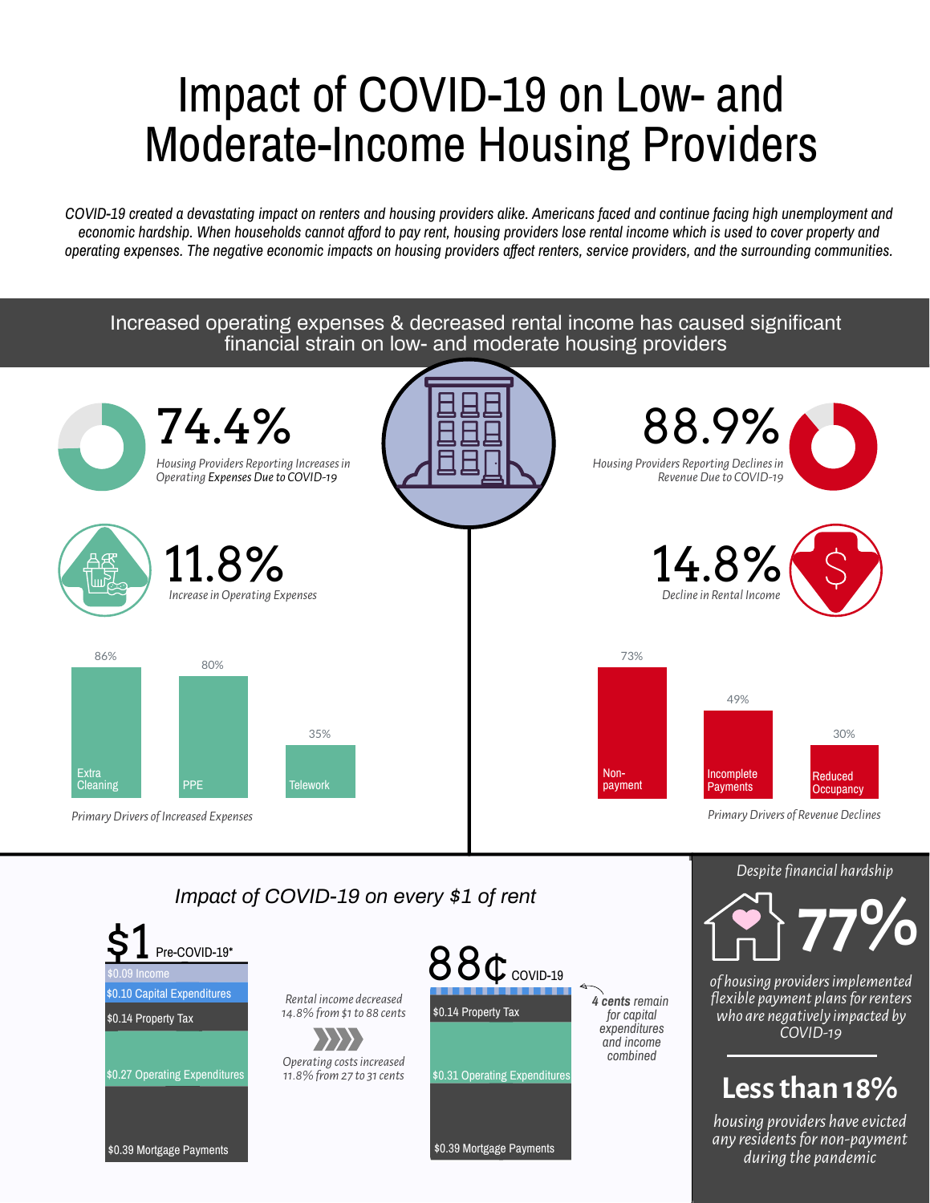# Impact of COVID-19 on Low- and Moderate-Income Housing Providers

*COVID-19 created a devastating impact on renters and housing providers alike. Americans faced and continue facing high unemployment and economic hardship. When households cannot afford to pay rent, housing providers lose rental income which is used to cover property and operating expenses. The negative economic impacts on housing providers affect renters, service providers, and the surrounding communities.*

## Increased operating expenses & decreased rental income has caused significant financial strain on low- and moderate housing providers

**74.4%**

*Housing Providers Reporting Increases in Operating Expenses Due to COVID-19*

**11.8%**

*Increase in Operating Expenses*

| Extra Cleaning | PPE | Telework |
|---|---|---|
| 86% | 80% | 35% |

*Primary Drivers of Increased Expenses*

**88.9%**

*Housing Providers Reporting Declines in Revenue Due to COVID-19*

**14.8%**

*Decline in Rental Income*

| Non-payment | Incomplete Payments | Reduced Occupancy |
|---|---|---|
| 73% | 49% | 30% |

*Primary Drivers of Revenue Declines*

## *Impact of COVID-19 on every $1 of rent*

**$1** Pre-COVID-19*

- $0.09 Income
- $0.10 Capital Expenditures
- $0.14 Property Tax
- $0.27 Operating Expenditures
- $0.39 Mortgage Payments

*Rental income decreased 14.8% from $1 to 88 cents*

*Operating costs increased 11.8% from 27 to 31 cents*

**88¢** COVID-19

- $0.14 Property Tax
- $0.31 Operating Expenditures
- $0.39 Mortgage Payments

**4 cents** *remain for capital expenditures and income combined*

*Despite financial hardship*

**77%**

*of housing providers implemented flexible payment plans for renters who are negatively impacted by COVID-19*

**Less than 18%**

*housing providers have evicted any residents for non-payment during the pandemic*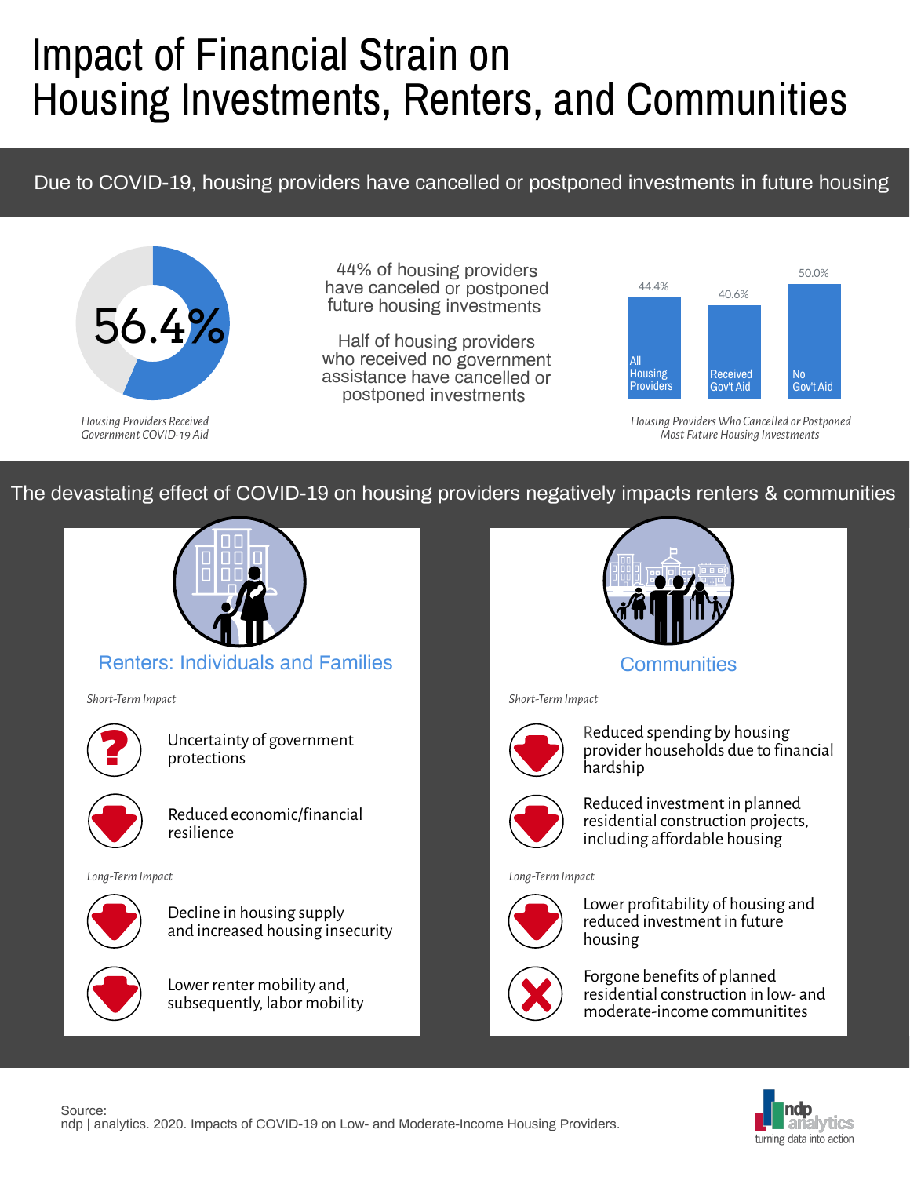# Impact of Financial Strain on Housing Investments, Renters, and Communities

## Due to COVID-19, housing providers have cancelled or postponed investments in future housing

56.4%

*Housing Providers Received Government COVID-19 Aid*

44% of housing providers have canceled or postponed future housing investments

Half of housing providers who received no government assistance have cancelled or postponed investments

44.4%
40.6%
50.0%
All Housing Providers
Received Gov't Aid
No Gov't Aid

*Housing Providers Who Cancelled or Postponed Most Future Housing Investments*

## The devastating effect of COVID-19 on housing providers negatively impacts renters & communities

### Renters: Individuals and Families

*Short-Term Impact*

- Uncertainty of government protections
- Reduced economic/financial resilience

*Long-Term Impact*

- Decline in housing supply and increased housing insecurity
- Lower renter mobility and, subsequently, labor mobility

### Communities

*Short-Term Impact*

- Reduced spending by housing provider households due to financial hardship
- Reduced investment in planned residential construction projects, including affordable housing

*Long-Term Impact*

- Lower profitability of housing and reduced investment in future housing
- Forgone benefits of planned residential construction in low- and moderate-income communitites

Source:
ndp | analytics. 2020. Impacts of COVID-19 on Low- and Moderate-Income Housing Providers.

ndp analytics
turning data into action